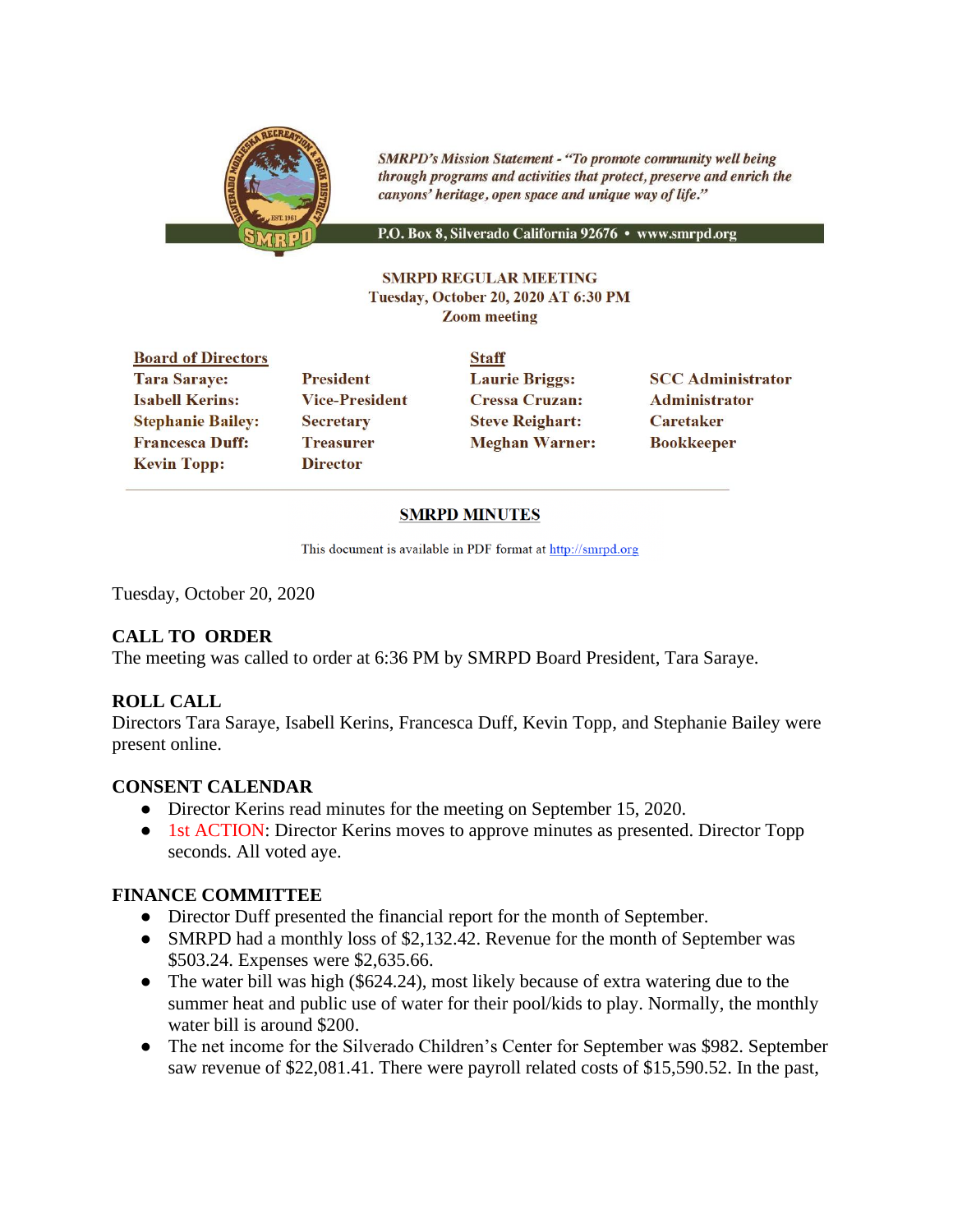*SMRPD's Mission Statement - "To promote community well being through programs and activities that protect, preserve and enrich the canyons' heritage, open space and unique way of life."*

**P.O. Box 8, Silverado California 92676 • www.smrpd.org**

**SMRPD REGULAR MEETING**
**Tuesday, October 20, 2020 AT 6:30 PM**
**Zoom meeting**

| **Board of Directors** | | **Staff** | |
|---|---|---|---|
| **Tara Saraye:** | **President** | **Laurie Briggs:** | **SCC Administrator** |
| **Isabell Kerins:** | **Vice-President** | **Cressa Cruzan:** | **Administrator** |
| **Stephanie Bailey:** | **Secretary** | **Steve Reighart:** | **Caretaker** |
| **Francesca Duff:** | **Treasurer** | **Meghan Warner:** | **Bookkeeper** |
| **Kevin Topp:** | **Director** | | |

## SMRPD MINUTES

This document is available in PDF format at http://smrpd.org

Tuesday, October 20, 2020

### CALL TO ORDER

The meeting was called to order at 6:36 PM by SMRPD Board President, Tara Saraye.

### ROLL CALL

Directors Tara Saraye, Isabell Kerins, Francesca Duff, Kevin Topp, and Stephanie Bailey were present online.

### CONSENT CALENDAR

- Director Kerins read minutes for the meeting on September 15, 2020.
- 1st ACTION: Director Kerins moves to approve minutes as presented. Director Topp seconds. All voted aye.

### FINANCE COMMITTEE

- Director Duff presented the financial report for the month of September.
- SMRPD had a monthly loss of $2,132.42. Revenue for the month of September was $503.24. Expenses were $2,635.66.
- The water bill was high ($624.24), most likely because of extra watering due to the summer heat and public use of water for their pool/kids to play. Normally, the monthly water bill is around $200.
- The net income for the Silverado Children's Center for September was $982. September saw revenue of $22,081.41. There were payroll related costs of $15,590.52. In the past,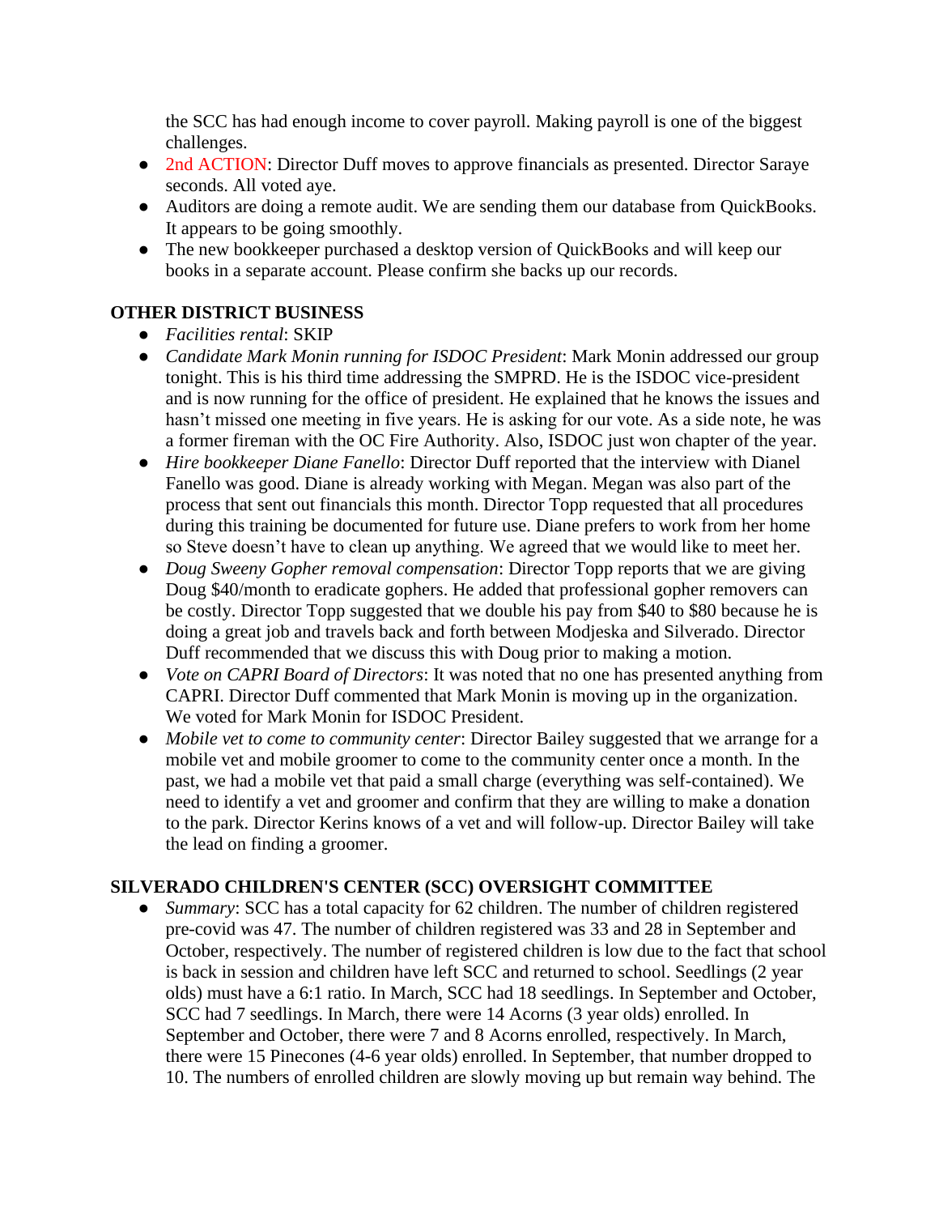the SCC has had enough income to cover payroll. Making payroll is one of the biggest challenges.

- 2nd ACTION: Director Duff moves to approve financials as presented. Director Saraye seconds. All voted aye.
- Auditors are doing a remote audit. We are sending them our database from QuickBooks. It appears to be going smoothly.
- The new bookkeeper purchased a desktop version of QuickBooks and will keep our books in a separate account. Please confirm she backs up our records.

**OTHER DISTRICT BUSINESS**

- *Facilities rental*: SKIP
- *Candidate Mark Monin running for ISDOC President*: Mark Monin addressed our group tonight. This is his third time addressing the SMPRD. He is the ISDOC vice-president and is now running for the office of president. He explained that he knows the issues and hasn't missed one meeting in five years. He is asking for our vote. As a side note, he was a former fireman with the OC Fire Authority. Also, ISDOC just won chapter of the year.
- *Hire bookkeeper Diane Fanello*: Director Duff reported that the interview with Dianel Fanello was good. Diane is already working with Megan. Megan was also part of the process that sent out financials this month. Director Topp requested that all procedures during this training be documented for future use. Diane prefers to work from her home so Steve doesn't have to clean up anything. We agreed that we would like to meet her.
- *Doug Sweeny Gopher removal compensation*: Director Topp reports that we are giving Doug $40/month to eradicate gophers. He added that professional gopher removers can be costly. Director Topp suggested that we double his pay from $40 to $80 because he is doing a great job and travels back and forth between Modjeska and Silverado. Director Duff recommended that we discuss this with Doug prior to making a motion.
- *Vote on CAPRI Board of Directors*: It was noted that no one has presented anything from CAPRI. Director Duff commented that Mark Monin is moving up in the organization. We voted for Mark Monin for ISDOC President.
- *Mobile vet to come to community center*: Director Bailey suggested that we arrange for a mobile vet and mobile groomer to come to the community center once a month. In the past, we had a mobile vet that paid a small charge (everything was self-contained). We need to identify a vet and groomer and confirm that they are willing to make a donation to the park. Director Kerins knows of a vet and will follow-up. Director Bailey will take the lead on finding a groomer.

**SILVERADO CHILDREN'S CENTER (SCC) OVERSIGHT COMMITTEE**

- *Summary*: SCC has a total capacity for 62 children. The number of children registered pre-covid was 47. The number of children registered was 33 and 28 in September and October, respectively. The number of registered children is low due to the fact that school is back in session and children have left SCC and returned to school. Seedlings (2 year olds) must have a 6:1 ratio. In March, SCC had 18 seedlings. In September and October, SCC had 7 seedlings. In March, there were 14 Acorns (3 year olds) enrolled. In September and October, there were 7 and 8 Acorns enrolled, respectively. In March, there were 15 Pinecones (4-6 year olds) enrolled. In September, that number dropped to 10. The numbers of enrolled children are slowly moving up but remain way behind. The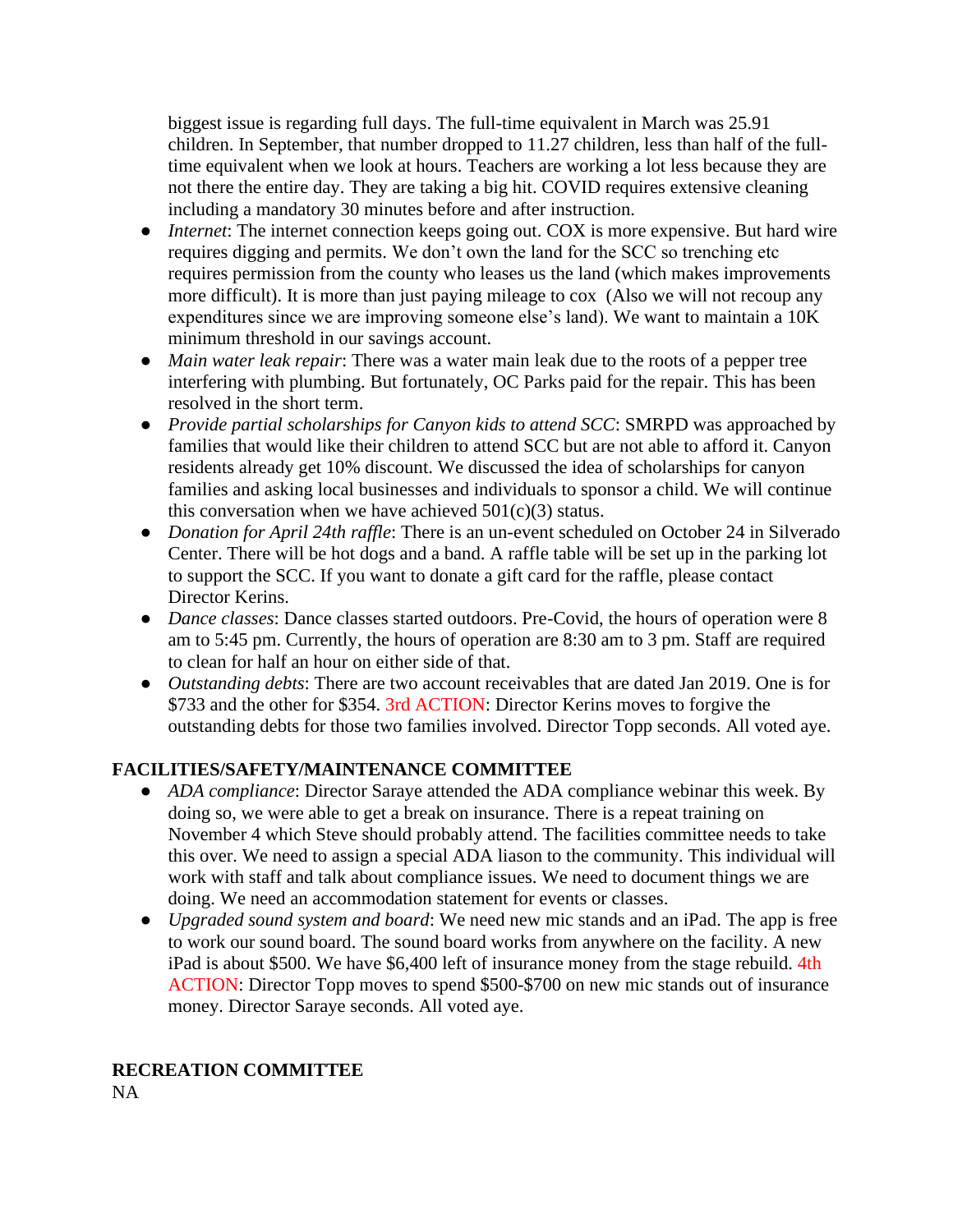biggest issue is regarding full days. The full-time equivalent in March was 25.91 children. In September, that number dropped to 11.27 children, less than half of the full-time equivalent when we look at hours. Teachers are working a lot less because they are not there the entire day. They are taking a big hit. COVID requires extensive cleaning including a mandatory 30 minutes before and after instruction.

- *Internet*: The internet connection keeps going out. COX is more expensive. But hard wire requires digging and permits. We don't own the land for the SCC so trenching etc requires permission from the county who leases us the land (which makes improvements more difficult). It is more than just paying mileage to cox (Also we will not recoup any expenditures since we are improving someone else's land). We want to maintain a 10K minimum threshold in our savings account.
- *Main water leak repair*: There was a water main leak due to the roots of a pepper tree interfering with plumbing. But fortunately, OC Parks paid for the repair. This has been resolved in the short term.
- *Provide partial scholarships for Canyon kids to attend SCC*: SMRPD was approached by families that would like their children to attend SCC but are not able to afford it. Canyon residents already get 10% discount. We discussed the idea of scholarships for canyon families and asking local businesses and individuals to sponsor a child. We will continue this conversation when we have achieved 501(c)(3) status.
- *Donation for April 24th raffle*: There is an un-event scheduled on October 24 in Silverado Center. There will be hot dogs and a band. A raffle table will be set up in the parking lot to support the SCC. If you want to donate a gift card for the raffle, please contact Director Kerins.
- *Dance classes*: Dance classes started outdoors. Pre-Covid, the hours of operation were 8 am to 5:45 pm. Currently, the hours of operation are 8:30 am to 3 pm. Staff are required to clean for half an hour on either side of that.
- *Outstanding debts*: There are two account receivables that are dated Jan 2019. One is for $733 and the other for $354. 3rd ACTION: Director Kerins moves to forgive the outstanding debts for those two families involved. Director Topp seconds. All voted aye.

**FACILITIES/SAFETY/MAINTENANCE COMMITTEE**

- *ADA compliance*: Director Saraye attended the ADA compliance webinar this week. By doing so, we were able to get a break on insurance. There is a repeat training on November 4 which Steve should probably attend. The facilities committee needs to take this over. We need to assign a special ADA liason to the community. This individual will work with staff and talk about compliance issues. We need to document things we are doing. We need an accommodation statement for events or classes.
- *Upgraded sound system and board*: We need new mic stands and an iPad. The app is free to work our sound board. The sound board works from anywhere on the facility. A new iPad is about $500. We have $6,400 left of insurance money from the stage rebuild. 4th ACTION: Director Topp moves to spend $500-$700 on new mic stands out of insurance money. Director Saraye seconds. All voted aye.

**RECREATION COMMITTEE**

NA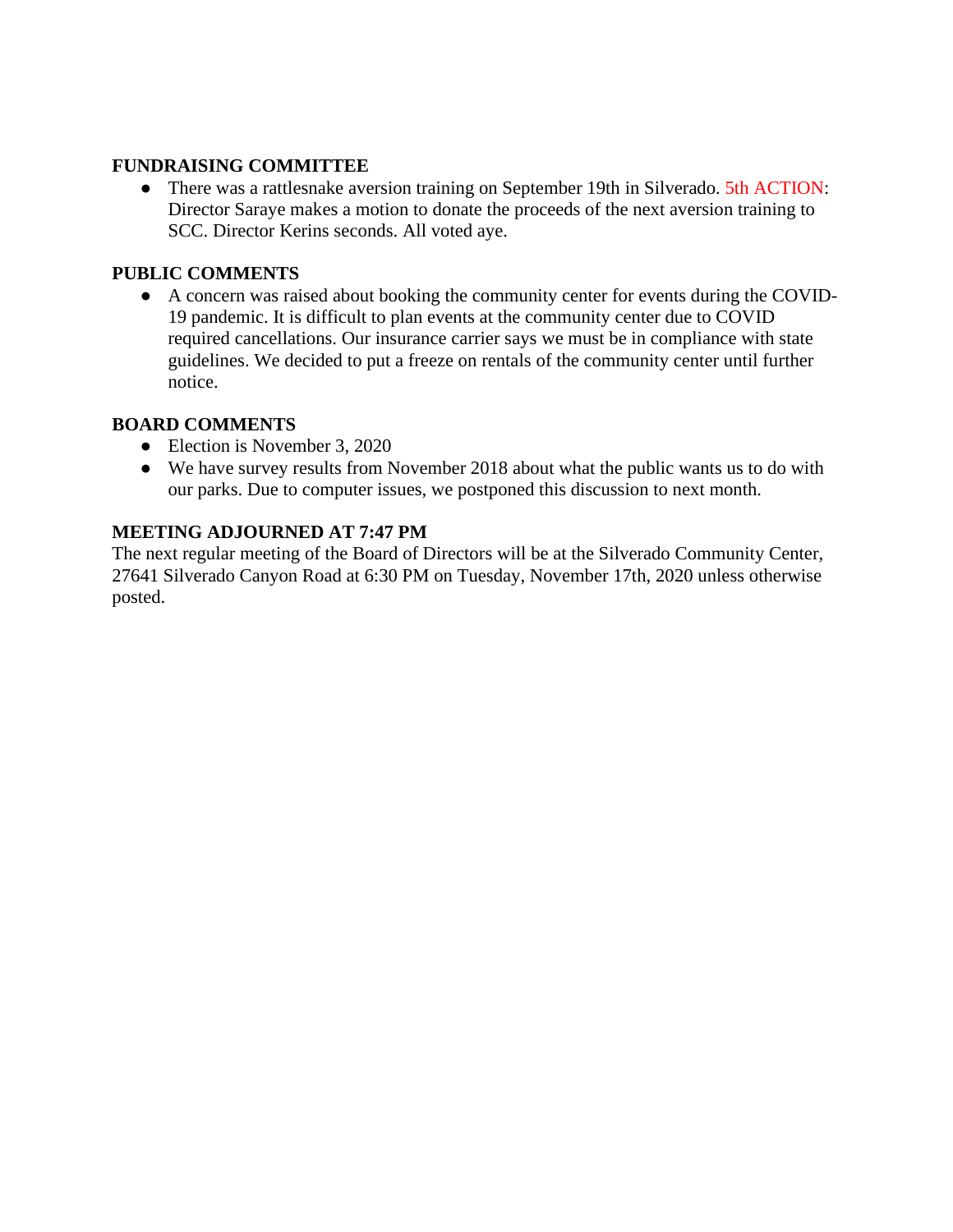**FUNDRAISING COMMITTEE**

- There was a rattlesnake aversion training on September 19th in Silverado. 5th ACTION: Director Saraye makes a motion to donate the proceeds of the next aversion training to SCC. Director Kerins seconds. All voted aye.

**PUBLIC COMMENTS**

- A concern was raised about booking the community center for events during the COVID-19 pandemic. It is difficult to plan events at the community center due to COVID required cancellations. Our insurance carrier says we must be in compliance with state guidelines. We decided to put a freeze on rentals of the community center until further notice.

**BOARD COMMENTS**

- Election is November 3, 2020
- We have survey results from November 2018 about what the public wants us to do with our parks. Due to computer issues, we postponed this discussion to next month.

**MEETING ADJOURNED AT 7:47 PM**

The next regular meeting of the Board of Directors will be at the Silverado Community Center, 27641 Silverado Canyon Road at 6:30 PM on Tuesday, November 17th, 2020 unless otherwise posted.